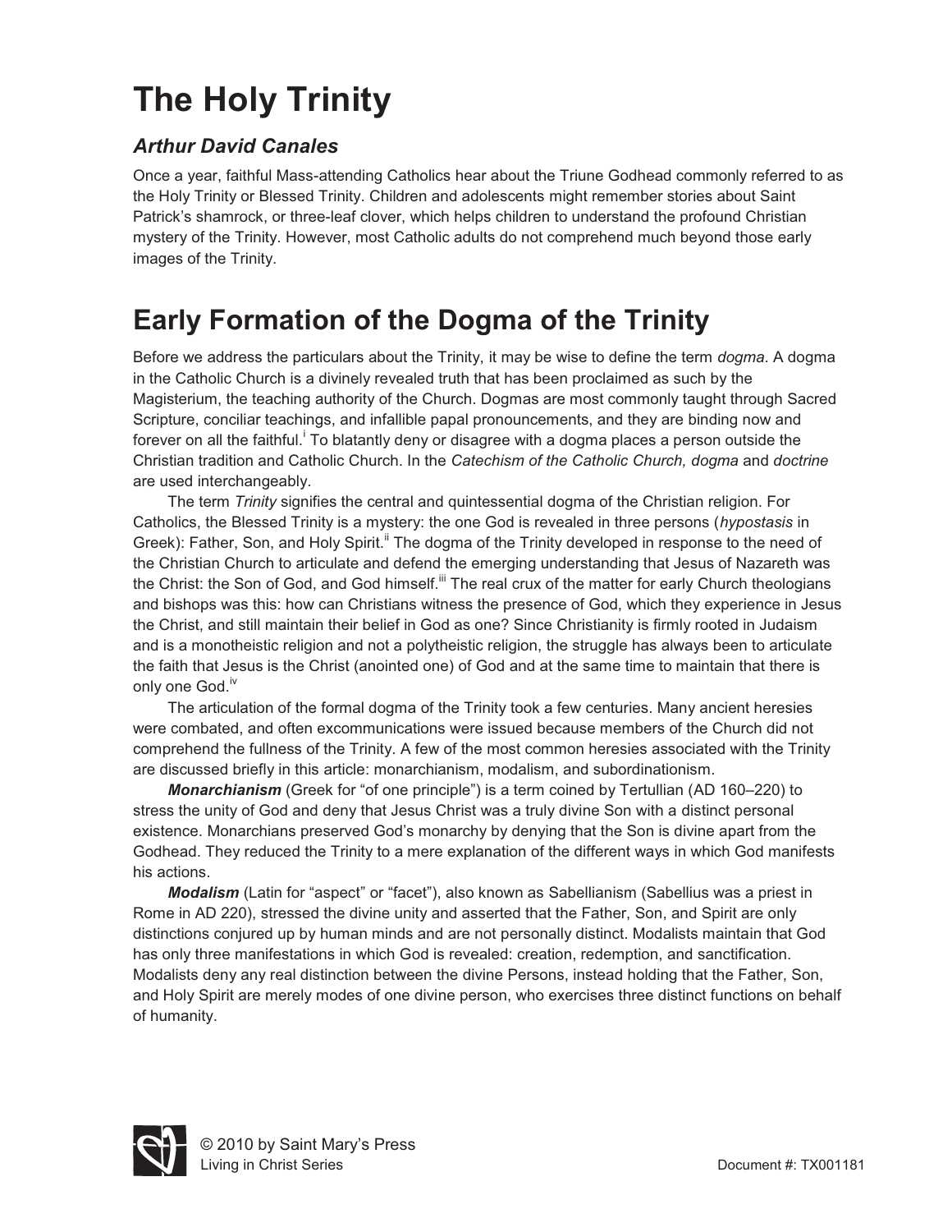# The Holy Trinity

### *Arthur David Canales*

Once a year, faithful Mass-attending Catholics hear about the Triune Godhead commonly referred to as the Holy Trinity or Blessed Trinity. Children and adolescents might remember stories about Saint Patrick's shamrock, or three-leaf clover, which helps children to understand the profound Christian mystery of the Trinity. However, most Catholic adults do not comprehend much beyond those early images of the Trinity.

# Early Formation of the Dogma of the Trinity

Before we address the particulars about the Trinity, it may be wise to define the term *dogma*. A dogma in the Catholic Church is a divinely revealed truth that has been proclaimed as such by the Magisterium, the teaching authority of the Church. Dogmas are most commonly taught through Sacred Scripture, conciliar teachings, and infallible papal pronouncements, and they are binding now and forever on all the faithful.[i] To blatantly deny or disagree with a dogma places a person outside the Christian tradition and Catholic Church. In the *Catechism of the Catholic Church, dogma* and *doctrine* are used interchangeably.

The term *Trinity* signifies the central and quintessential dogma of the Christian religion. For Catholics, the Blessed Trinity is a mystery: the one God is revealed in three persons (*hypostasis* in Greek): Father, Son, and Holy Spirit.[ii] The dogma of the Trinity developed in response to the need of the Christian Church to articulate and defend the emerging understanding that Jesus of Nazareth was the Christ: the Son of God, and God himself.[iii] The real crux of the matter for early Church theologians and bishops was this: how can Christians witness the presence of God, which they experience in Jesus the Christ, and still maintain their belief in God as one? Since Christianity is firmly rooted in Judaism and is a monotheistic religion and not a polytheistic religion, the struggle has always been to articulate the faith that Jesus is the Christ (anointed one) of God and at the same time to maintain that there is only one God.[iv]

The articulation of the formal dogma of the Trinity took a few centuries. Many ancient heresies were combated, and often excommunications were issued because members of the Church did not comprehend the fullness of the Trinity. A few of the most common heresies associated with the Trinity are discussed briefly in this article: monarchianism, modalism, and subordinationism.

***Monarchianism*** (Greek for "of one principle") is a term coined by Tertullian (AD 160–220) to stress the unity of God and deny that Jesus Christ was a truly divine Son with a distinct personal existence. Monarchians preserved God's monarchy by denying that the Son is divine apart from the Godhead. They reduced the Trinity to a mere explanation of the different ways in which God manifests his actions.

***Modalism*** (Latin for "aspect" or "facet"), also known as Sabellianism (Sabellius was a priest in Rome in AD 220), stressed the divine unity and asserted that the Father, Son, and Spirit are only distinctions conjured up by human minds and are not personally distinct. Modalists maintain that God has only three manifestations in which God is revealed: creation, redemption, and sanctification. Modalists deny any real distinction between the divine Persons, instead holding that the Father, Son, and Holy Spirit are merely modes of one divine person, who exercises three distinct functions on behalf of humanity.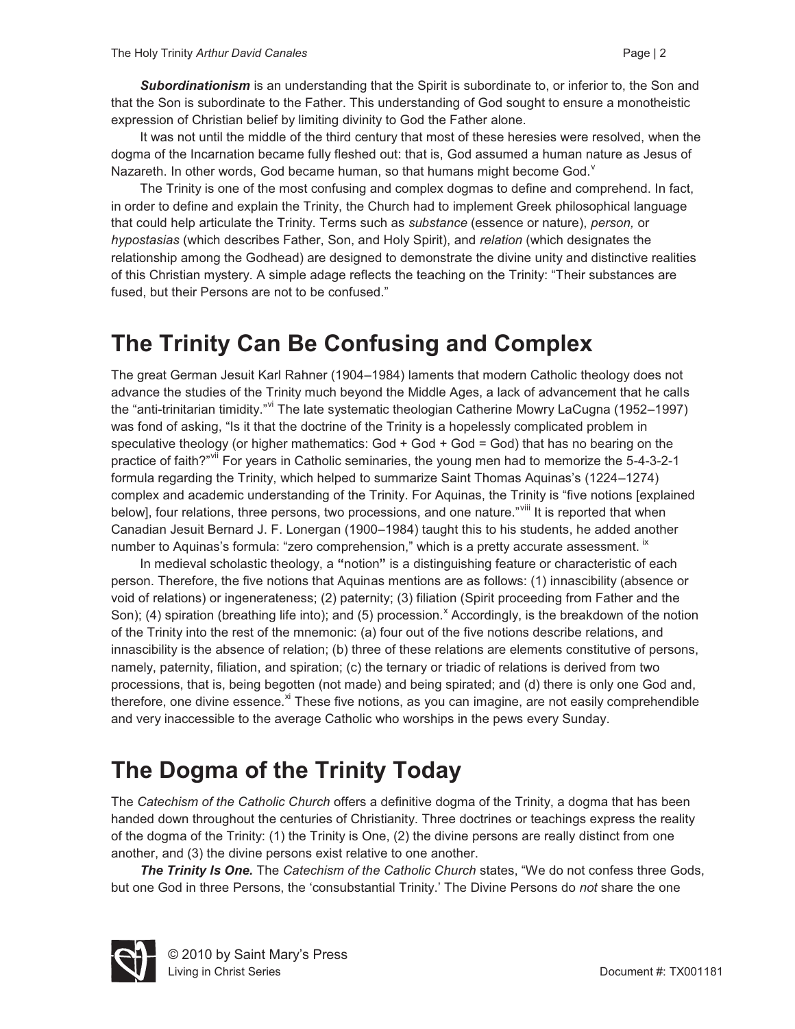***Subordinationism*** is an understanding that the Spirit is subordinate to, or inferior to, the Son and that the Son is subordinate to the Father. This understanding of God sought to ensure a monotheistic expression of Christian belief by limiting divinity to God the Father alone.

It was not until the middle of the third century that most of these heresies were resolved, when the dogma of the Incarnation became fully fleshed out: that is, God assumed a human nature as Jesus of Nazareth. In other words, God became human, so that humans might become God.[v]

The Trinity is one of the most confusing and complex dogmas to define and comprehend. In fact, in order to define and explain the Trinity, the Church had to implement Greek philosophical language that could help articulate the Trinity. Terms such as *substance* (essence or nature), *person,* or *hypostasias* (which describes Father, Son, and Holy Spirit), and *relation* (which designates the relationship among the Godhead) are designed to demonstrate the divine unity and distinctive realities of this Christian mystery. A simple adage reflects the teaching on the Trinity: “Their substances are fused, but their Persons are not to be confused.”

# The Trinity Can Be Confusing and Complex

The great German Jesuit Karl Rahner (1904–1984) laments that modern Catholic theology does not advance the studies of the Trinity much beyond the Middle Ages, a lack of advancement that he calls the “anti-trinitarian timidity.”[vi] The late systematic theologian Catherine Mowry LaCugna (1952–1997) was fond of asking, “Is it that the doctrine of the Trinity is a hopelessly complicated problem in speculative theology (or higher mathematics: God + God + God = God) that has no bearing on the practice of faith?”[vii] For years in Catholic seminaries, the young men had to memorize the 5-4-3-2-1 formula regarding the Trinity, which helped to summarize Saint Thomas Aquinas’s (1224–1274) complex and academic understanding of the Trinity. For Aquinas, the Trinity is “five notions [explained below], four relations, three persons, two processions, and one nature.”[viii] It is reported that when Canadian Jesuit Bernard J. F. Lonergan (1900–1984) taught this to his students, he added another number to Aquinas’s formula: “zero comprehension,” which is a pretty accurate assessment.[ix]

In medieval scholastic theology, a **“**notion**”** is a distinguishing feature or characteristic of each person. Therefore, the five notions that Aquinas mentions are as follows: (1) innascibility (absence or void of relations) or ingenerateness; (2) paternity; (3) filiation (Spirit proceeding from Father and the Son); (4) spiration (breathing life into); and (5) procession.[x] Accordingly, is the breakdown of the notion of the Trinity into the rest of the mnemonic: (a) four out of the five notions describe relations, and innascibility is the absence of relation; (b) three of these relations are elements constitutive of persons, namely, paternity, filiation, and spiration; (c) the ternary or triadic of relations is derived from two processions, that is, being begotten (not made) and being spirated; and (d) there is only one God and, therefore, one divine essence.[xi] These five notions, as you can imagine, are not easily comprehendible and very inaccessible to the average Catholic who worships in the pews every Sunday.

# The Dogma of the Trinity Today

The *Catechism of the Catholic Church* offers a definitive dogma of the Trinity, a dogma that has been handed down throughout the centuries of Christianity. Three doctrines or teachings express the reality of the dogma of the Trinity: (1) the Trinity is One, (2) the divine persons are really distinct from one another, and (3) the divine persons exist relative to one another.

***The Trinity Is One.*** The *Catechism of the Catholic Church* states, “We do not confess three Gods, but one God in three Persons, the ‘consubstantial Trinity.’ The Divine Persons do *not* share the one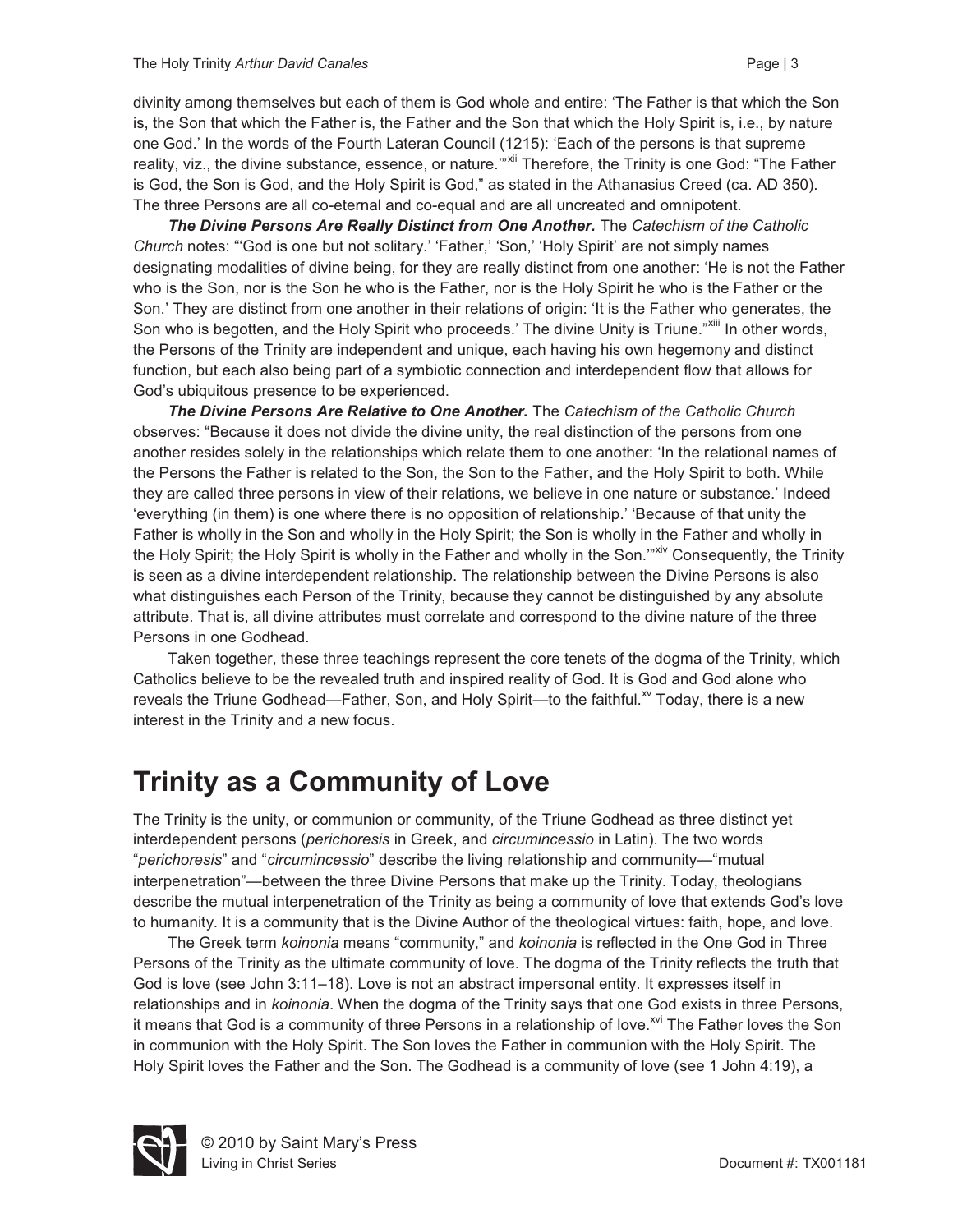divinity among themselves but each of them is God whole and entire: 'The Father is that which the Son is, the Son that which the Father is, the Father and the Son that which the Holy Spirit is, i.e., by nature one God.' In the words of the Fourth Lateran Council (1215): 'Each of the persons is that supreme reality, viz., the divine substance, essence, or nature.'"[xii] Therefore, the Trinity is one God: "The Father is God, the Son is God, and the Holy Spirit is God," as stated in the Athanasius Creed (ca. AD 350). The three Persons are all co-eternal and co-equal and are all uncreated and omnipotent.

***The Divine Persons Are Really Distinct from One Another.*** The *Catechism of the Catholic Church* notes: "'God is one but not solitary.' 'Father,' 'Son,' 'Holy Spirit' are not simply names designating modalities of divine being, for they are really distinct from one another: 'He is not the Father who is the Son, nor is the Son he who is the Father, nor is the Holy Spirit he who is the Father or the Son.' They are distinct from one another in their relations of origin: 'It is the Father who generates, the Son who is begotten, and the Holy Spirit who proceeds.' The divine Unity is Triune."[xiii] In other words, the Persons of the Trinity are independent and unique, each having his own hegemony and distinct function, but each also being part of a symbiotic connection and interdependent flow that allows for God's ubiquitous presence to be experienced.

***The Divine Persons Are Relative to One Another.*** The *Catechism of the Catholic Church* observes: "Because it does not divide the divine unity, the real distinction of the persons from one another resides solely in the relationships which relate them to one another: 'In the relational names of the Persons the Father is related to the Son, the Son to the Father, and the Holy Spirit to both. While they are called three persons in view of their relations, we believe in one nature or substance.' Indeed 'everything (in them) is one where there is no opposition of relationship.' 'Because of that unity the Father is wholly in the Son and wholly in the Holy Spirit; the Son is wholly in the Father and wholly in the Holy Spirit; the Holy Spirit is wholly in the Father and wholly in the Son.'"[xiv] Consequently, the Trinity is seen as a divine interdependent relationship. The relationship between the Divine Persons is also what distinguishes each Person of the Trinity, because they cannot be distinguished by any absolute attribute. That is, all divine attributes must correlate and correspond to the divine nature of the three Persons in one Godhead.

Taken together, these three teachings represent the core tenets of the dogma of the Trinity, which Catholics believe to be the revealed truth and inspired reality of God. It is God and God alone who reveals the Triune Godhead—Father, Son, and Holy Spirit—to the faithful.[xv] Today, there is a new interest in the Trinity and a new focus.

# Trinity as a Community of Love

The Trinity is the unity, or communion or community, of the Triune Godhead as three distinct yet interdependent persons (*perichoresis* in Greek, and *circumincessio* in Latin). The two words "*perichoresis*" and "*circumincessio*" describe the living relationship and community—"mutual interpenetration"—between the three Divine Persons that make up the Trinity. Today, theologians describe the mutual interpenetration of the Trinity as being a community of love that extends God's love to humanity. It is a community that is the Divine Author of the theological virtues: faith, hope, and love.

The Greek term *koinonia* means "community," and *koinonia* is reflected in the One God in Three Persons of the Trinity as the ultimate community of love. The dogma of the Trinity reflects the truth that God is love (see John 3:11–18). Love is not an abstract impersonal entity. It expresses itself in relationships and in *koinonia*. When the dogma of the Trinity says that one God exists in three Persons, it means that God is a community of three Persons in a relationship of love.[xvi] The Father loves the Son in communion with the Holy Spirit. The Son loves the Father in communion with the Holy Spirit. The Holy Spirit loves the Father and the Son. The Godhead is a community of love (see 1 John 4:19), a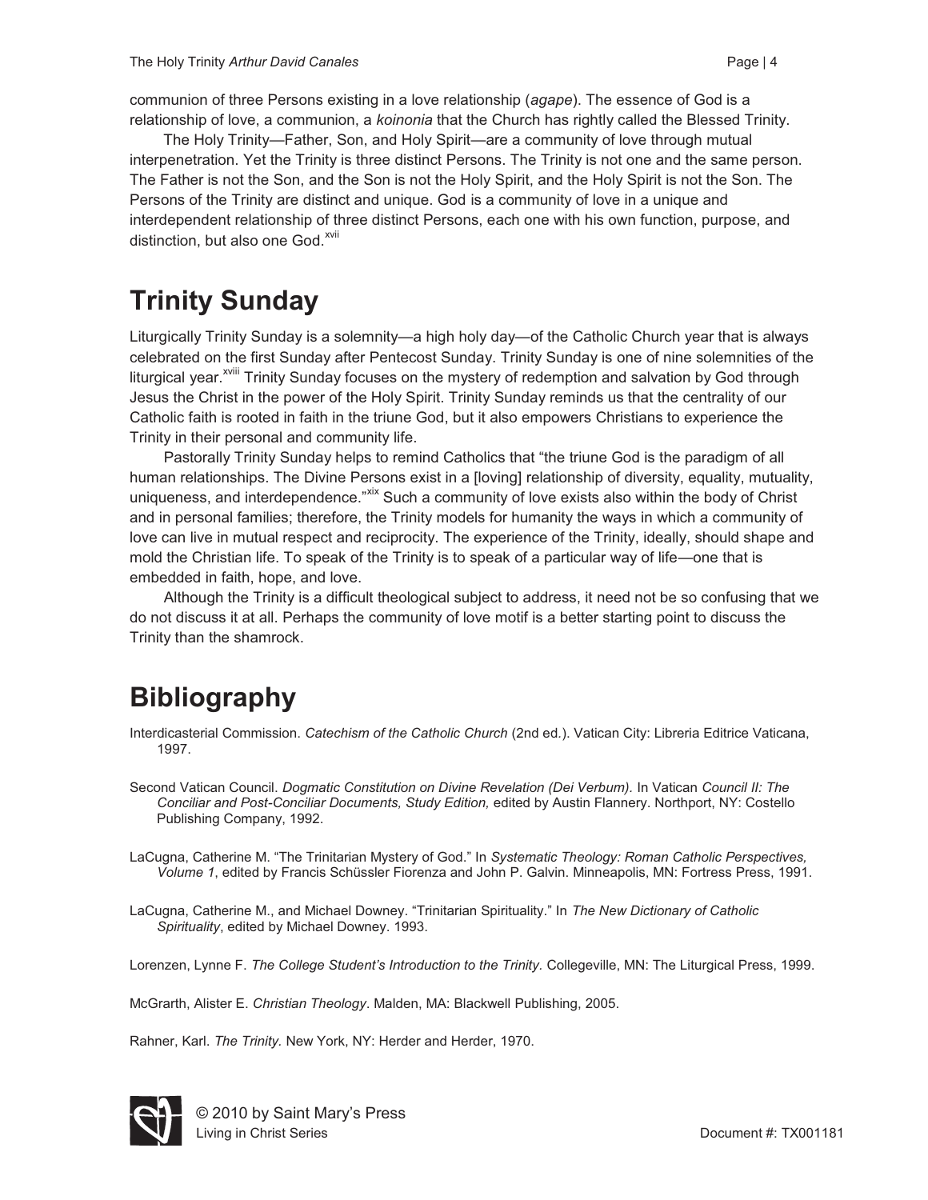communion of three Persons existing in a love relationship (*agape*). The essence of God is a relationship of love, a communion, a *koinonia* that the Church has rightly called the Blessed Trinity.

The Holy Trinity—Father, Son, and Holy Spirit—are a community of love through mutual interpenetration. Yet the Trinity is three distinct Persons. The Trinity is not one and the same person. The Father is not the Son, and the Son is not the Holy Spirit, and the Holy Spirit is not the Son. The Persons of the Trinity are distinct and unique. God is a community of love in a unique and interdependent relationship of three distinct Persons, each one with his own function, purpose, and distinction, but also one God.[xvii]

# Trinity Sunday

Liturgically Trinity Sunday is a solemnity—a high holy day—of the Catholic Church year that is always celebrated on the first Sunday after Pentecost Sunday. Trinity Sunday is one of nine solemnities of the liturgical year.[xviii] Trinity Sunday focuses on the mystery of redemption and salvation by God through Jesus the Christ in the power of the Holy Spirit. Trinity Sunday reminds us that the centrality of our Catholic faith is rooted in faith in the triune God, but it also empowers Christians to experience the Trinity in their personal and community life.

Pastorally Trinity Sunday helps to remind Catholics that "the triune God is the paradigm of all human relationships. The Divine Persons exist in a [loving] relationship of diversity, equality, mutuality, uniqueness, and interdependence."[xix] Such a community of love exists also within the body of Christ and in personal families; therefore, the Trinity models for humanity the ways in which a community of love can live in mutual respect and reciprocity. The experience of the Trinity, ideally, should shape and mold the Christian life. To speak of the Trinity is to speak of a particular way of life—one that is embedded in faith, hope, and love.

Although the Trinity is a difficult theological subject to address, it need not be so confusing that we do not discuss it at all. Perhaps the community of love motif is a better starting point to discuss the Trinity than the shamrock.

# Bibliography

Interdicasterial Commission. *Catechism of the Catholic Church* (2nd ed.). Vatican City: Libreria Editrice Vaticana, 1997.

Second Vatican Council. *Dogmatic Constitution on Divine Revelation (Dei Verbum).* In Vatican *Council II: The Conciliar and Post-Conciliar Documents, Study Edition,* edited by Austin Flannery. Northport, NY: Costello Publishing Company, 1992.

LaCugna, Catherine M. "The Trinitarian Mystery of God." In *Systematic Theology: Roman Catholic Perspectives, Volume 1*, edited by Francis Schüssler Fiorenza and John P. Galvin. Minneapolis, MN: Fortress Press, 1991.

LaCugna, Catherine M., and Michael Downey. "Trinitarian Spirituality." In *The New Dictionary of Catholic Spirituality*, edited by Michael Downey. 1993.

Lorenzen, Lynne F. *The College Student's Introduction to the Trinity.* Collegeville, MN: The Liturgical Press, 1999.

McGrarth, Alister E. *Christian Theology*. Malden, MA: Blackwell Publishing, 2005.

Rahner, Karl. *The Trinity.* New York, NY: Herder and Herder, 1970.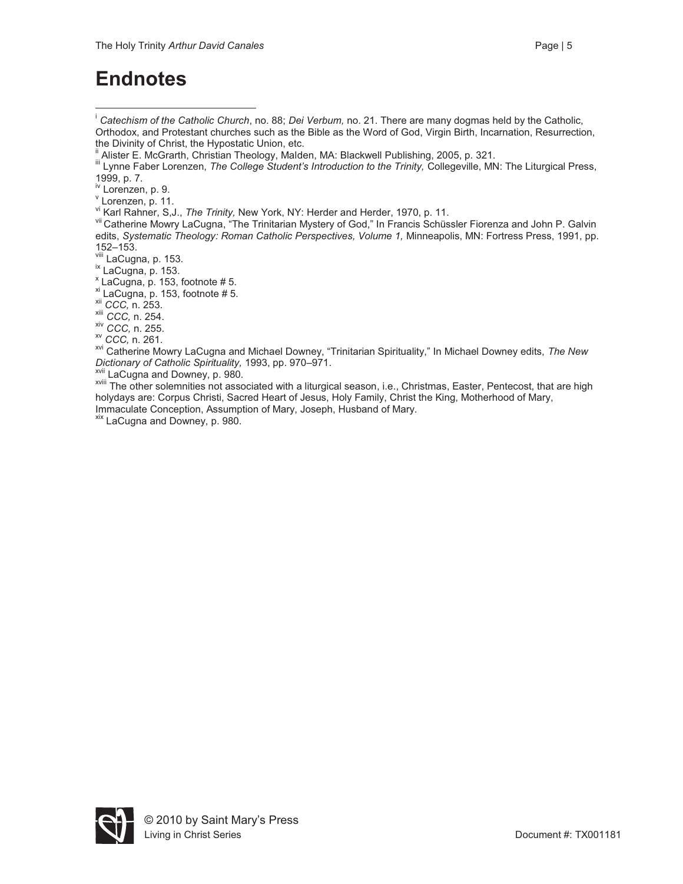# Endnotes

[i] *Catechism of the Catholic Church*, no. 88; *Dei Verbum,* no. 21. There are many dogmas held by the Catholic, Orthodox, and Protestant churches such as the Bible as the Word of God, Virgin Birth, Incarnation, Resurrection, the Divinity of Christ, the Hypostatic Union, etc.

[ii] Alister E. McGrarth, Christian Theology, Malden, MA: Blackwell Publishing, 2005, p. 321.

[iii] Lynne Faber Lorenzen, *The College Student's Introduction to the Trinity,* Collegeville, MN: The Liturgical Press, 1999, p. 7.

[iv] Lorenzen, p. 9.

[v] Lorenzen, p. 11.

[vi] Karl Rahner, S,J., *The Trinity,* New York, NY: Herder and Herder, 1970, p. 11.

[vii] Catherine Mowry LaCugna, "The Trinitarian Mystery of God," In Francis Schüssler Fiorenza and John P. Galvin edits, *Systematic Theology: Roman Catholic Perspectives, Volume 1,* Minneapolis, MN: Fortress Press, 1991, pp. 152–153.

[viii] LaCugna, p. 153.

[ix] LaCugna, p. 153.

[x] LaCugna, p. 153, footnote # 5.

[xi] LaCugna, p. 153, footnote # 5.

[xii] *CCC,* n. 253.

[xiii] *CCC,* n. 254.

[xiv] *CCC,* n. 255.

[xv] *CCC,* n. 261.

[xvi] Catherine Mowry LaCugna and Michael Downey, "Trinitarian Spirituality," In Michael Downey edits, *The New Dictionary of Catholic Spirituality,* 1993, pp. 970–971.

[xvii] LaCugna and Downey, p. 980.

[xviii] The other solemnities not associated with a liturgical season, i.e., Christmas, Easter, Pentecost, that are high holydays are: Corpus Christi, Sacred Heart of Jesus, Holy Family, Christ the King, Motherhood of Mary, Immaculate Conception, Assumption of Mary, Joseph, Husband of Mary.

[xix] LaCugna and Downey, p. 980.

© 2010 by Saint Mary's Press
Living in Christ Series
Document #: TX001181